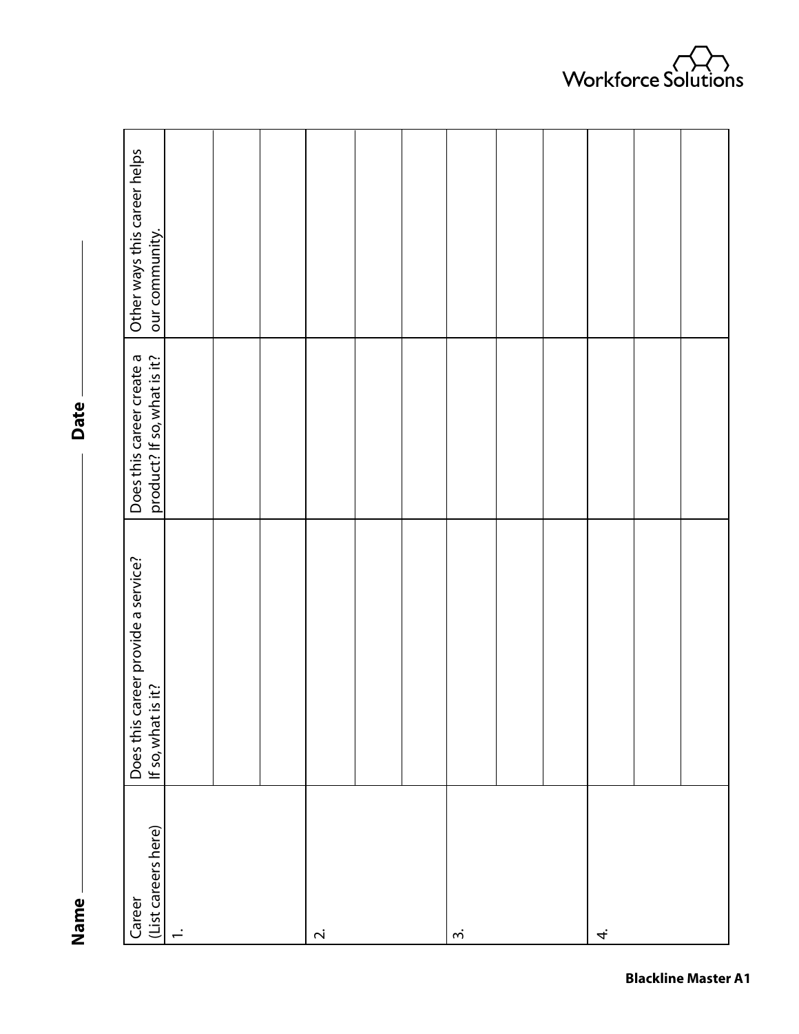Workforce Solutions

**Name** ____________________ **Date** ____________________

| Career (List careers here) | Does this career provide a service? If so, what is it? | Does this career create a product? If so, what is it? | Other ways this career helps our community. |
|---|---|---|---|
| 1. | | | |
| | | | |
| | | | |
| 2. | | | |
| | | | |
| | | | |
| 3. | | | |
| | | | |
| | | | |
| 4. | | | |
| | | | |
| | | | |

**Blackline Master A1**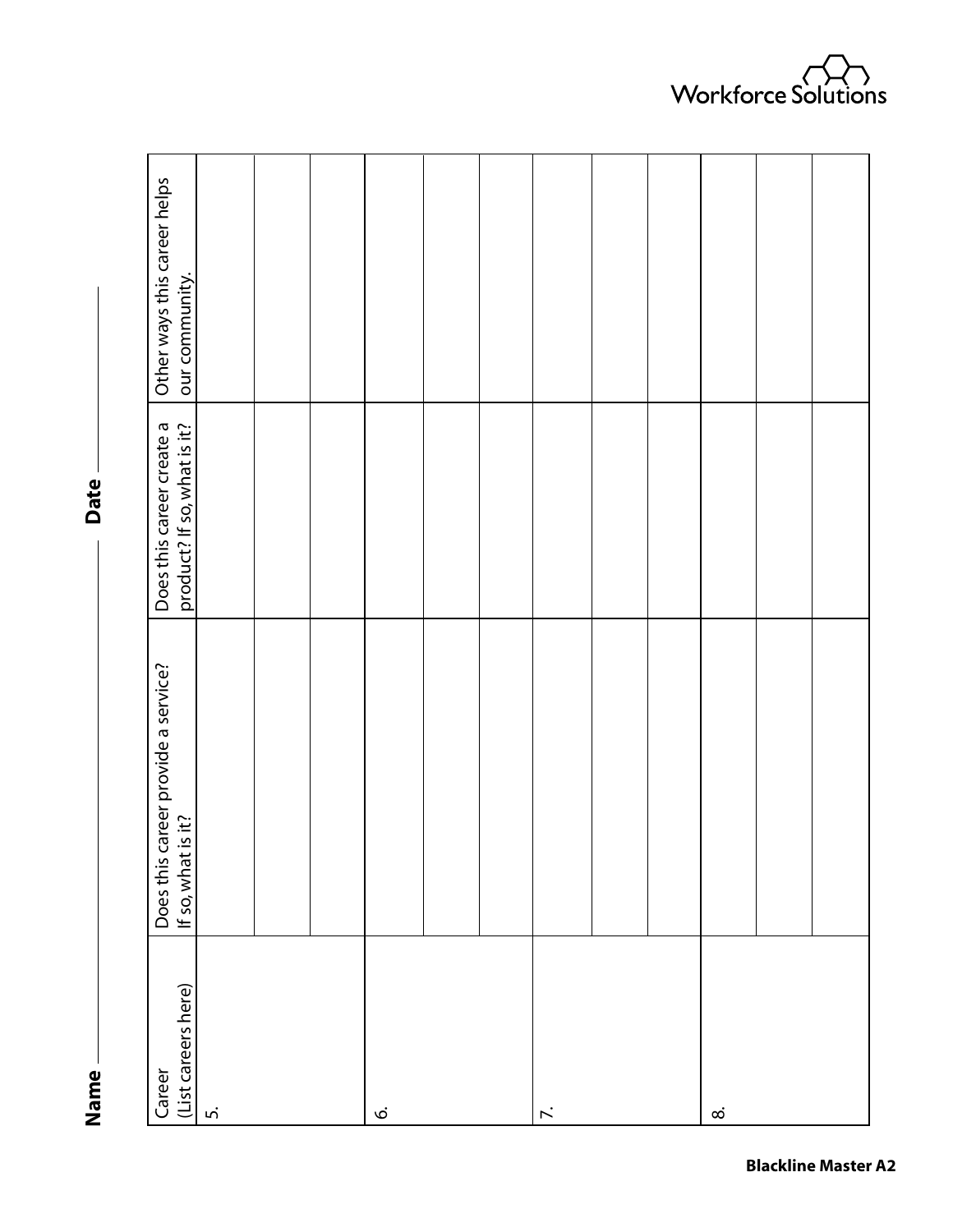Name ______________________ **Date** ______________________

| Career (List careers here) | Does this career provide a service? If so, what is it? | Does this career create a product? If so, what is it? | Other ways this career helps our community. |
|---|---|---|---|
| 5. | | | |
| | | | |
| | | | |
| 6. | | | |
| | | | |
| | | | |
| 7. | | | |
| | | | |
| | | | |
| 8. | | | |
| | | | |
| | | | |

**Blackline Master A2**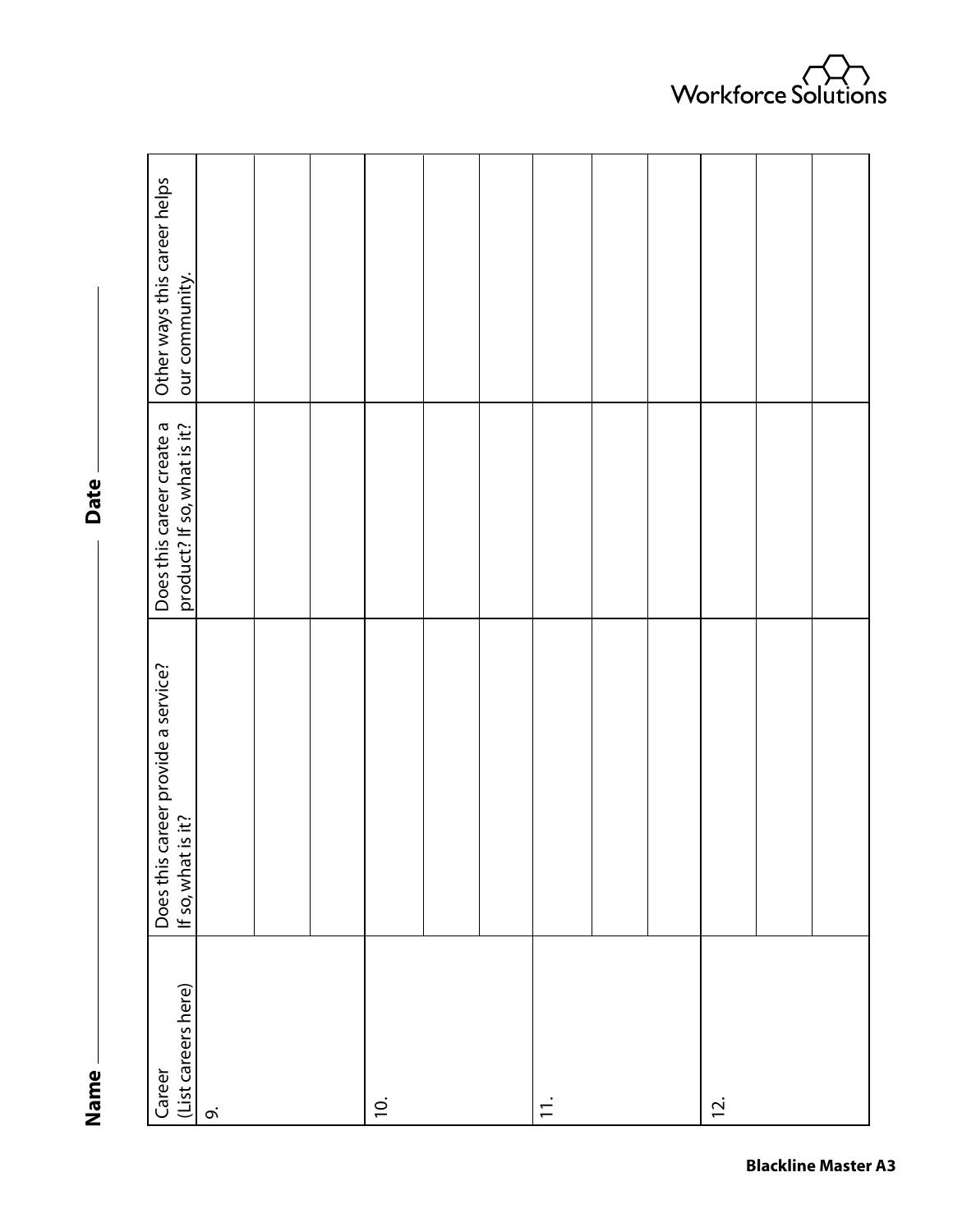Workforce Solutions

**Name** ______________________ **Date** ______________________

| Career (List careers here) | Does this career provide a service? If so, what is it? | Does this career create a product? If so, what is it? | Other ways this career helps our community. |
|---|---|---|---|
| 9. | | | |
| | | | |
| | | | |
| 10. | | | |
| | | | |
| | | | |
| 11. | | | |
| | | | |
| | | | |
| 12. | | | |
| | | | |
| | | | |

**Blackline Master A3**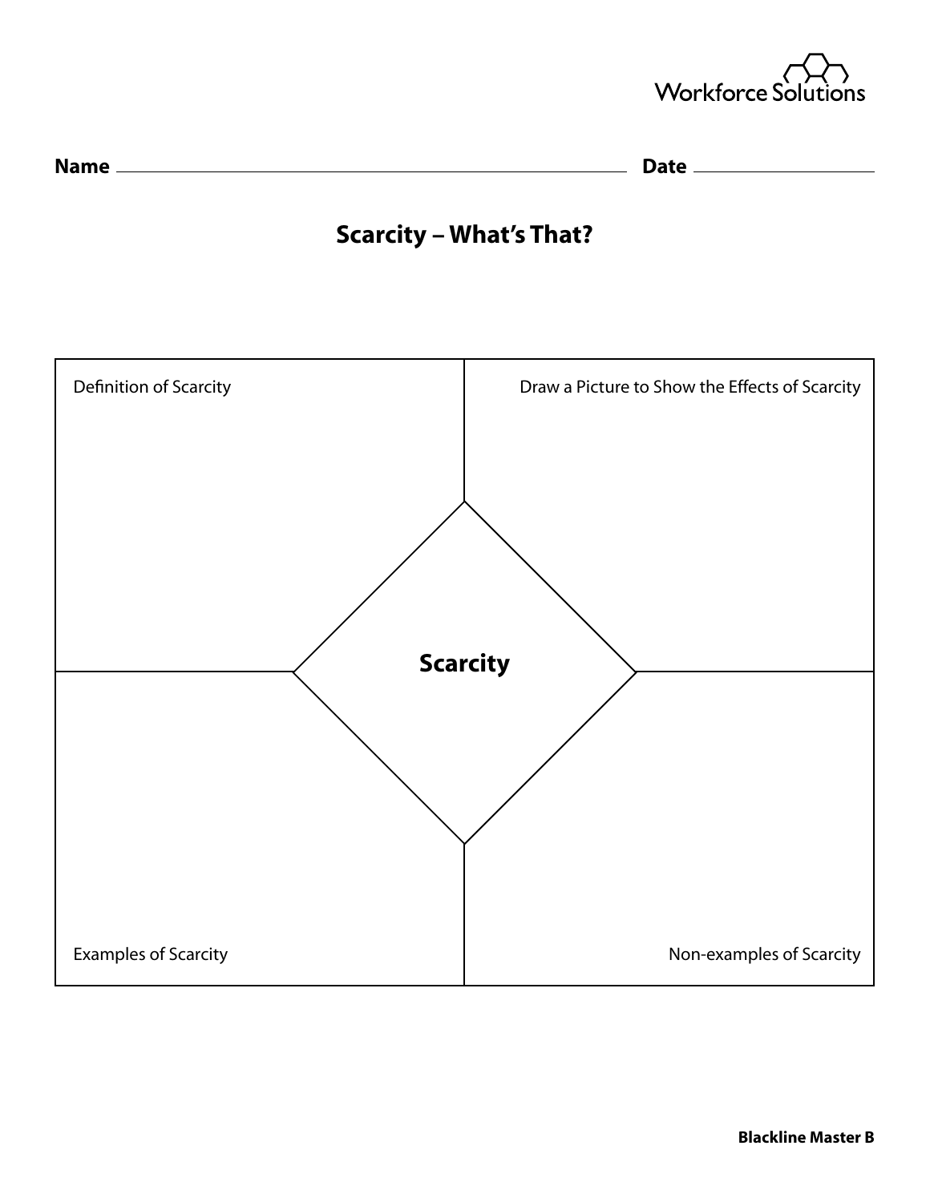Workforce Solutions

**Name** \_\_\_\_\_\_\_\_\_\_\_\_\_\_\_\_\_\_\_\_\_\_\_\_\_\_\_\_\_\_\_\_\_\_\_\_\_\_\_\_ **Date** \_\_\_\_\_\_\_\_\_\_\_\_\_\_\_\_\_\_\_\_

## Scarcity – What's That?

| Definition of Scarcity | Draw a Picture to Show the Effects of Scarcity |
| --- | --- |
| **Scarcity** | |
| Examples of Scarcity | Non-examples of Scarcity |

**Blackline Master B**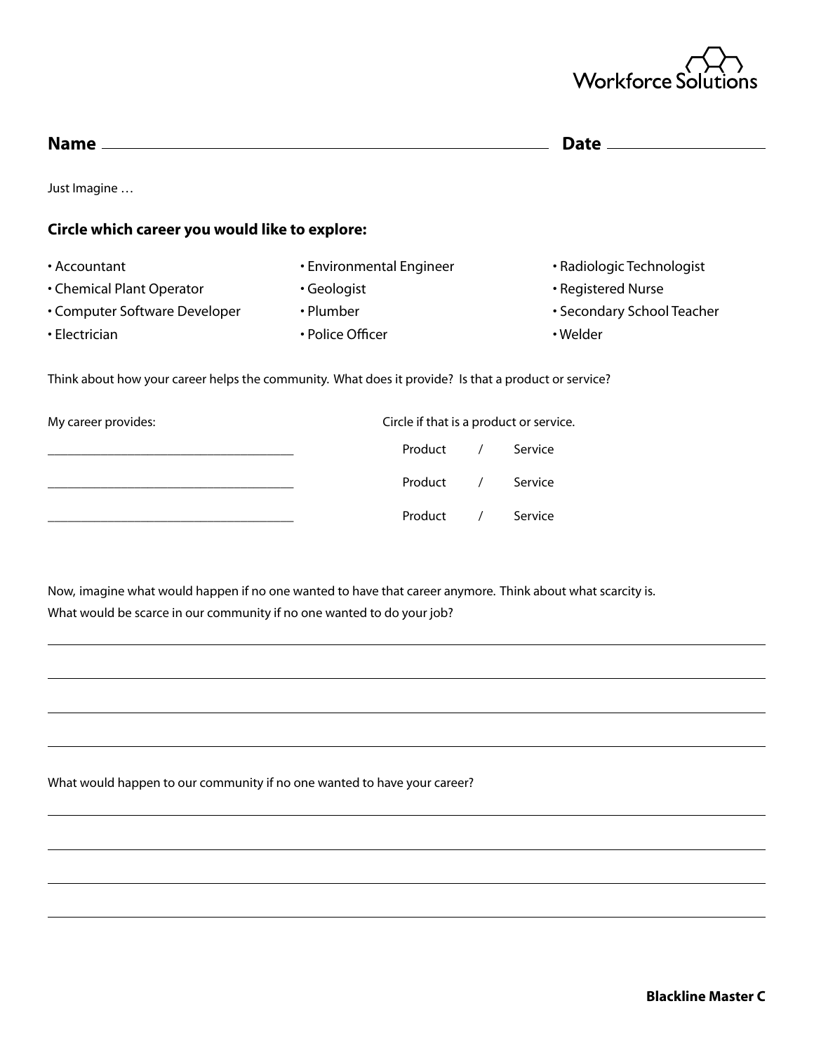Workforce Solutions

**Name** ____________________________________________ **Date** ____________________

Just Imagine …

**Circle which career you would like to explore:**

- Accountant
- Chemical Plant Operator
- Computer Software Developer
- Electrician
- Environmental Engineer
- Geologist
- Plumber
- Police Officer
- Radiologic Technologist
- Registered Nurse
- Secondary School Teacher
- Welder

Think about how your career helps the community. What does it provide? Is that a product or service?

| My career provides: | Circle if that is a product or service. |
|---|---|
| ______________________________ | Product / Service |
| ______________________________ | Product / Service |
| ______________________________ | Product / Service |

Now, imagine what would happen if no one wanted to have that career anymore. Think about what scarcity is.
What would be scarce in our community if no one wanted to do your job?

______________________________________________________________________

______________________________________________________________________

______________________________________________________________________

______________________________________________________________________

What would happen to our community if no one wanted to have your career?

______________________________________________________________________

______________________________________________________________________

______________________________________________________________________

______________________________________________________________________

**Blackline Master C**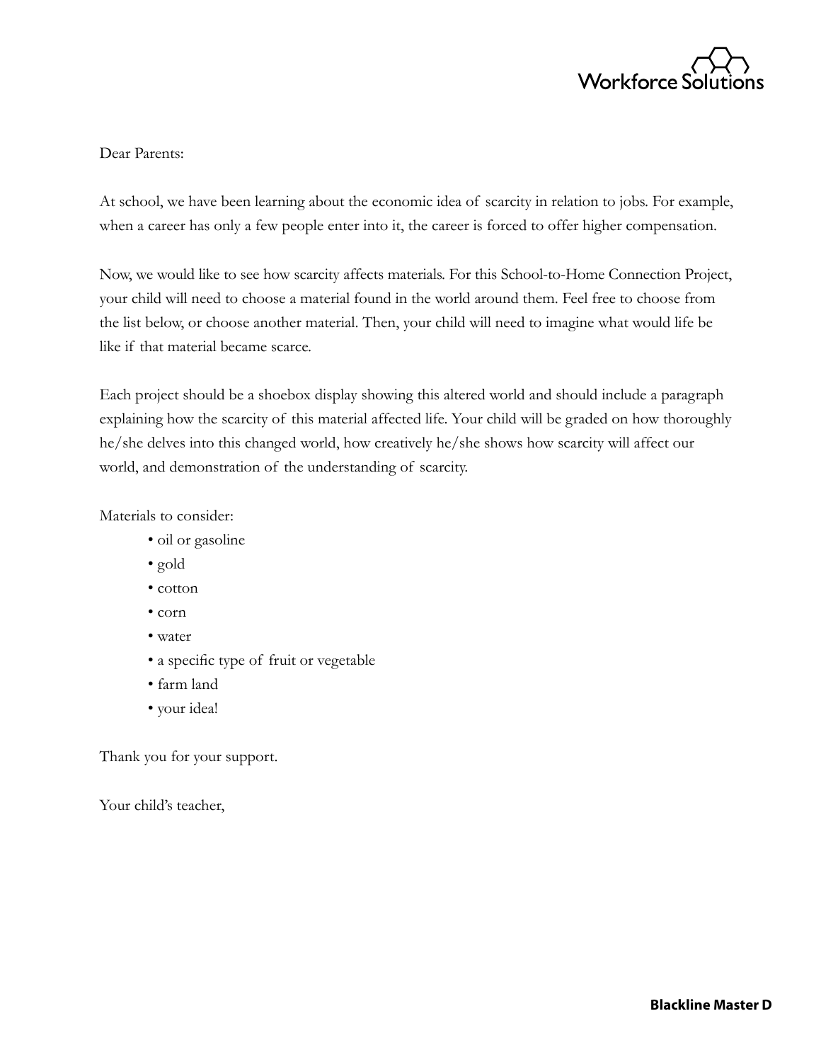Dear Parents:

At school, we have been learning about the economic idea of scarcity in relation to jobs. For example, when a career has only a few people enter into it, the career is forced to offer higher compensation.

Now, we would like to see how scarcity affects materials. For this School-to-Home Connection Project, your child will need to choose a material found in the world around them. Feel free to choose from the list below, or choose another material. Then, your child will need to imagine what would life be like if that material became scarce.

Each project should be a shoebox display showing this altered world and should include a paragraph explaining how the scarcity of this material affected life. Your child will be graded on how thoroughly he/she delves into this changed world, how creatively he/she shows how scarcity will affect our world, and demonstration of the understanding of scarcity.

Materials to consider:

- oil or gasoline
- gold
- cotton
- corn
- water
- a specific type of fruit or vegetable
- farm land
- your idea!

Thank you for your support.

Your child's teacher,

**Blackline Master D**